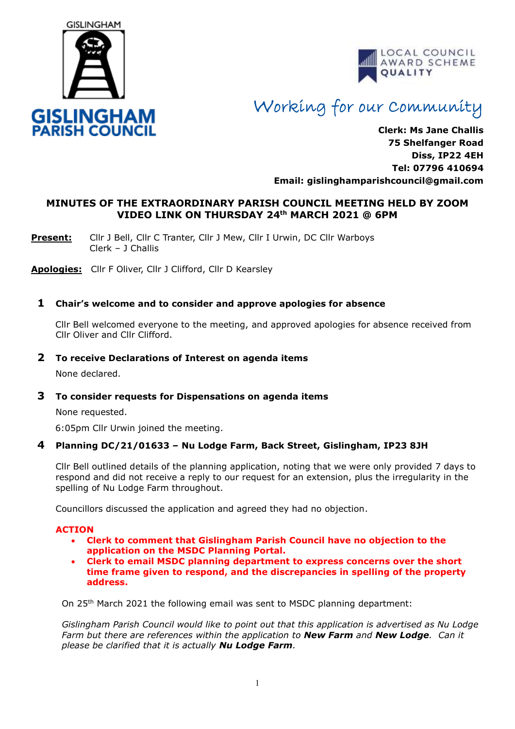GISLINGHAM

**GISLINGHAM PARISH COUNCIL**

LOCAL COUNCIL AWARD SCHEME QUALITY

*Working for our Community*

**Clerk: Ms Jane Challis**
**75 Shelfanger Road**
**Diss, IP22 4EH**
**Tel: 07796 410694**
**Email: gislinghamparishcouncil@gmail.com**

## MINUTES OF THE EXTRAORDINARY PARISH COUNCIL MEETING HELD BY ZOOM VIDEO LINK ON THURSDAY 24th MARCH 2021 @ 6PM

**Present:** Cllr J Bell, Cllr C Tranter, Cllr J Mew, Cllr I Urwin, DC Cllr Warboys
Clerk – J Challis

**Apologies:** Cllr F Oliver, Cllr J Clifford, Cllr D Kearsley

### 1 Chair's welcome and to consider and approve apologies for absence

Cllr Bell welcomed everyone to the meeting, and approved apologies for absence received from Cllr Oliver and Cllr Clifford.

### 2 To receive Declarations of Interest on agenda items

None declared.

### 3 To consider requests for Dispensations on agenda items

None requested.

6:05pm Cllr Urwin joined the meeting.

### 4 Planning DC/21/01633 – Nu Lodge Farm, Back Street, Gislingham, IP23 8JH

Cllr Bell outlined details of the planning application, noting that we were only provided 7 days to respond and did not receive a reply to our request for an extension, plus the irregularity in the spelling of Nu Lodge Farm throughout.

Councillors discussed the application and agreed they had no objection.

**ACTION**

- **Clerk to comment that Gislingham Parish Council have no objection to the application on the MSDC Planning Portal.**
- **Clerk to email MSDC planning department to express concerns over the short time frame given to respond, and the discrepancies in spelling of the property address.**

On 25th March 2021 the following email was sent to MSDC planning department:

*Gislingham Parish Council would like to point out that this application is advertised as Nu Lodge Farm but there are references within the application to **New Farm** and **New Lodge**. Can it please be clarified that it is actually **Nu Lodge Farm**.*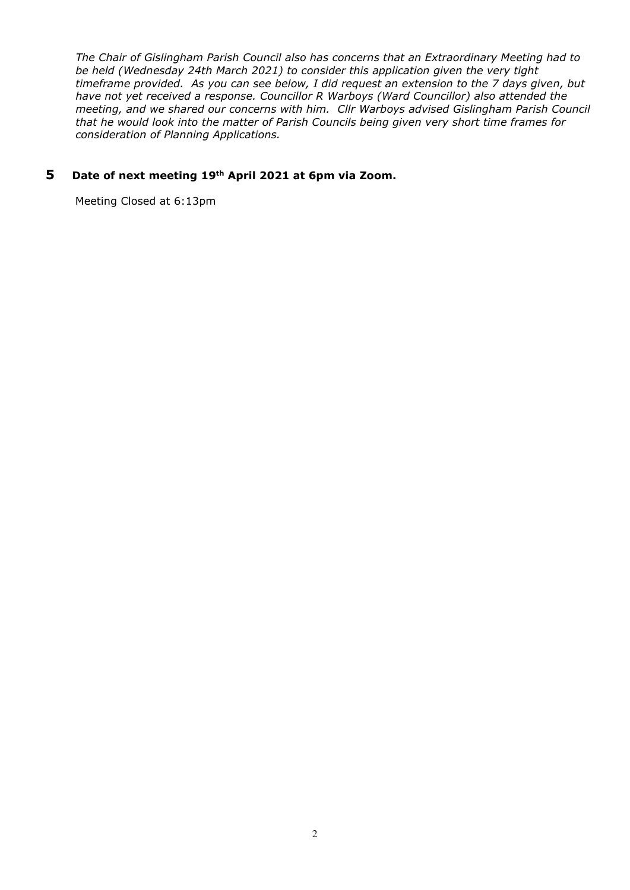*The Chair of Gislingham Parish Council also has concerns that an Extraordinary Meeting had to be held (Wednesday 24th March 2021) to consider this application given the very tight timeframe provided. As you can see below, I did request an extension to the 7 days given, but have not yet received a response. Councillor R Warboys (Ward Councillor) also attended the meeting, and we shared our concerns with him. Cllr Warboys advised Gislingham Parish Council that he would look into the matter of Parish Councils being given very short time frames for consideration of Planning Applications.*

## 5 Date of next meeting 19th April 2021 at 6pm via Zoom.

Meeting Closed at 6:13pm